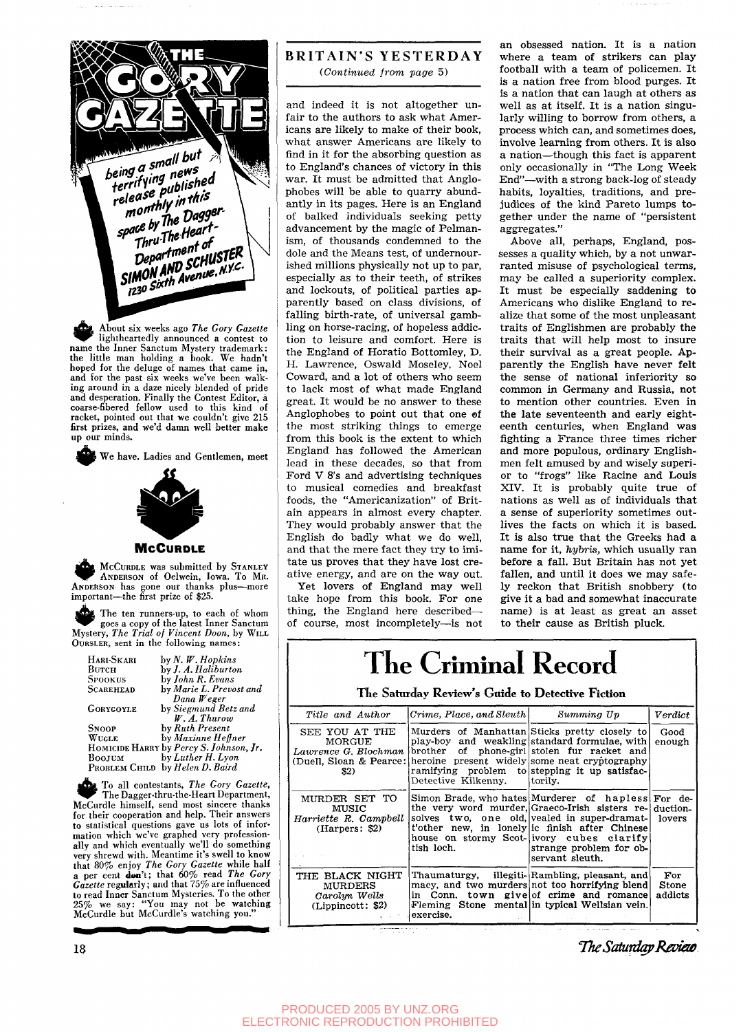# THE GORY GAZETTE

*being a small but terrifying news release published monthly in this space by The Dagger-Thru-The-Heart-Department of* **SIMON AND SCHUSTER** *1230 Sixth Avenue, N.Y.C.*

About six weeks ago *The Gory Gazette* lightheartedly announced a contest to name the Inner Sanctum Mystery trademark: the little man holding a book. We hadn't hoped for the deluge of names that came in, and for the past six weeks we've been walking around in a daze nicely blended of pride and desperation. Finally the Contest Editor, a coarse-fibered fellow used to this kind of racket, pointed out that we couldn't give 215 first prizes, and we'd damn well better make up our minds.

We have. Ladies and Gentlemen, meet

**McCURDLE**

McCURDLE was submitted by STANLEY ANDERSON of Oelwein, Iowa. To MR. ANDERSON has gone our thanks plus—more important—the first prize of $25.

The ten runners-up, to each of whom goes a copy of the latest Inner Sanctum Mystery, *The Trial of Vincent Doon*, by WILL OURSLER, sent in the following names:

| | |
|---|---|
| HARI-SKARI | by *N. W. Hopkins* |
| BUTCH | by *J. A. Haliburton* |
| SPOOKUS | by *John R. Evans* |
| SCAREHEAD | by *Marie L. Prevost and Dana Weger* |
| GORYGOYLE | by *Siegmund Betz and W. A. Thurow* |
| SNOOP | by *Ruth Present* |
| WUGLE | by *Maxinne Heffner* |
| HOMICIDE HARRY | by *Percy S. Johnson, Jr.* |
| BOOJUM | by *Luther H. Lyon* |
| PROBLEM CHILD | by *Helen D. Baird* |

To all contestants, *The Gory Gazette*, The Dagger-thru-the-Heart Department, McCurdle himself, send most sincere thanks for their cooperation and help. Their answers to statistical questions gave us lots of information which we've graphed very professionally and which eventually we'll do something very shrewd with. Meantime it's swell to know that 80% enjoy *The Gory Gazette* while half a per cent **don't**; that 60% read *The Gory Gazette* regularly; and that 75% are influenced to read Inner Sanctum Mysteries. To the other 25% we say: "You may not be watching McCurdle but McCurdle's watching you."

## BRITAIN'S YESTERDAY

*(Continued from page 5)*

and indeed it is not altogether unfair to the authors to ask what Americans are likely to make of their book, what answer Americans are likely to find in it for the absorbing question as to England's chances of victory in this war. It must be admitted that Anglophobes will be able to quarry abundantly in its pages. Here is an England of balked individuals seeking petty advancement by the magic of Pelmanism, of thousands condemned to the dole and the Means test, of undernourished millions physically not up to par, especially as to their teeth, of strikes and lockouts, of political parties apparently based on class divisions, of falling birth-rate, of universal gambling on horse-racing, of hopeless addiction to leisure and comfort. Here is the England of Horatio Bottomley, D. H. Lawrence, Oswald Moseley, Noel Coward, and a lot of others who seem to lack most of what made England great. It would be no answer to these Anglophobes to point out that one of the most striking things to emerge from this book is the extent to which England has followed the American lead in these decades, so that from Ford V 8's and advertising techniques to musical comedies and breakfast foods, the "Americanization" of Britain appears in almost every chapter. They would probably answer that the English do badly what we do well, and that the mere fact they try to imitate us proves that they have lost creative energy, and are on the way out.

Yet lovers of England may well take hope from this book. For one thing, the England here described—of course, most incompletely—is not an obsessed nation. It is a nation where a team of strikers can play football with a team of policemen. It is a nation free from blood purges. It is a nation that can laugh at others as well as at itself. It is a nation singularly willing to borrow from others, a process which can, and sometimes does, involve learning from others. It is also a nation—though this fact is apparent only occasionally in "The Long Week End"—with a strong back-log of steady habits, loyalties, traditions, and prejudices of the kind Pareto lumps together under the name of "persistent aggregates."

Above all, perhaps, England, possesses a quality which, by a not unwarranted misuse of psychological terms, may be called a superiority complex. It must be especially saddening to Americans who dislike England to realize that some of the most unpleasant traits of Englishmen are probably the traits that will help most to insure their survival as a great people. Apparently the English have never felt the sense of national inferiority so common in Germany and Russia, not to mention other countries. Even in the late seventeenth and early eighteenth centuries, when England was fighting a France three times richer and more populous, ordinary Englishmen felt amused by and wisely superior to "frogs" like Racine and Louis XIV. It is probably quite true of nations as well as of individuals that a sense of superiority sometimes outlives the facts on which it is based. It is also true that the Greeks had a name for it, *hybris*, which usually ran before a fall. But Britain has not yet fallen, and until it does we may safely reckon that British snobbery (to give it a bad and somewhat inaccurate name) is at least as great an asset to their cause as British pluck.

# The Criminal Record

## The Saturday Review's Guide to Detective Fiction

| *Title and Author* | *Crime, Place, and Sleuth* | *Summing Up* | *Verdict* |
|---|---|---|---|
| SEE YOU AT THE MORGUE *Lawrence G. Blochman* (Duell, Sloan & Pearce: $2) | Murders of Manhattan play-boy and weakling brother of phone-girl heroine present widely ramifying problem to Detective Kilkenny. | Sticks pretty closely to standard formulae, with stolen fur racket and some neat cryptography stepping it up satisfactorily. | Good enough |
| MURDER SET TO MUSIC *Harriette R. Campbell* (Harpers: $2) | Simon Brade, who hates the very word murder, solves two, one old, t'other new, in lonely house on stormy Scottish loch. | Murderer of hapless Graeco-Irish sisters revealed in super-dramatic finish after Chinese ivory cubes clarify strange problem for observant sleuth. | For deduction-lovers |
| THE BLACK NIGHT MURDERS *Carolyn Wells* (Lippincott: $2) | Thaumaturgy, illegitimacy, and two murders in Conn. town give Fleming Stone mental exercise. | Rambling, pleasant, and not too horrifying blend of crime and romance in typical Wellsian vein. | For Stone addicts |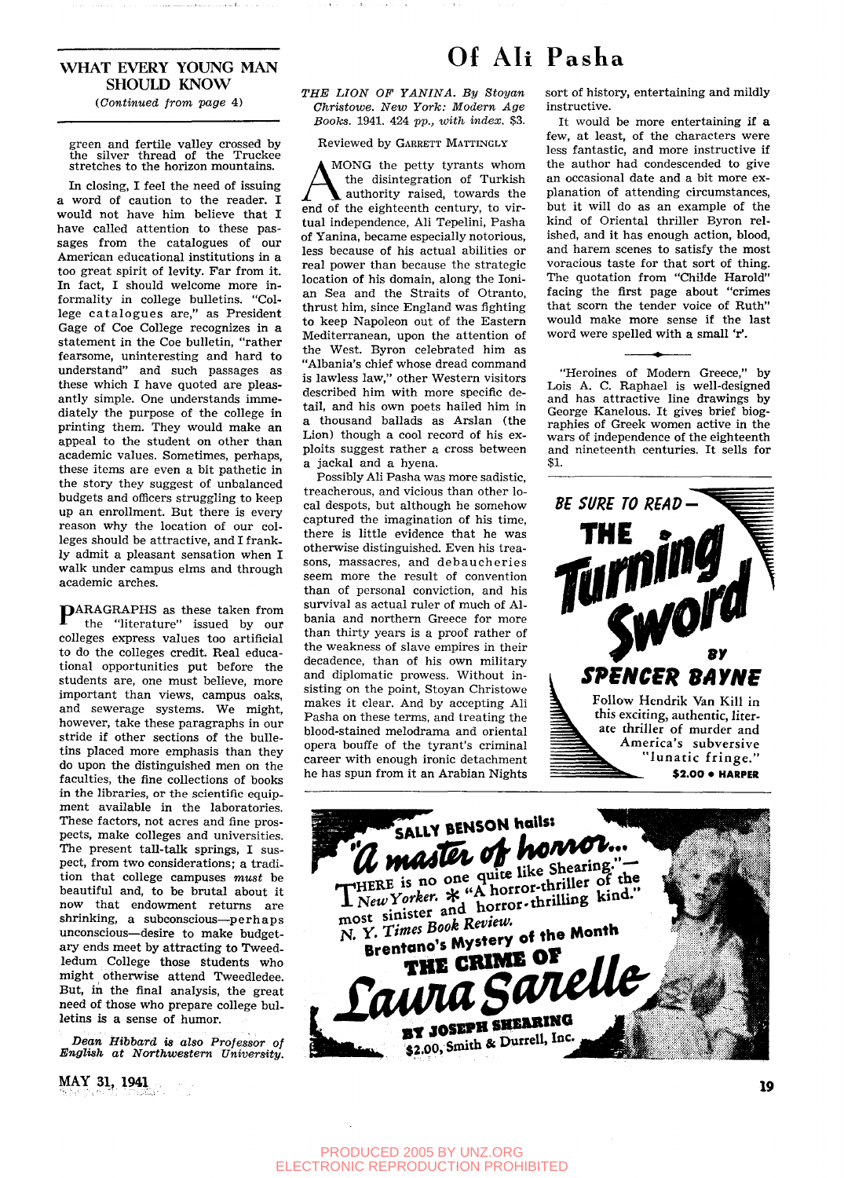## WHAT EVERY YOUNG MAN SHOULD KNOW

*(Continued from page 4)*

green and fertile valley crossed by the silver thread of the Truckee stretches to the horizon mountains.

In closing, I feel the need of issuing a word of caution to the reader. I would not have him believe that I have called attention to these passages from the catalogues of our American educational institutions in a too great spirit of levity. Far from it. In fact, I should welcome more informality in college bulletins. "College catalogues are," as President Gage of Coe College recognizes in a statement in the Coe bulletin, "rather fearsome, uninteresting and hard to understand" and such passages as these which I have quoted are pleasantly simple. One understands immediately the purpose of the college in printing them. They would make an appeal to the student on other than academic values. Sometimes, perhaps, these items are even a bit pathetic in the story they suggest of unbalanced budgets and officers struggling to keep up an enrollment. But there is every reason why the location of our colleges should be attractive, and I frankly admit a pleasant sensation when I walk under campus elms and through academic arches.

PARAGRAPHS as these taken from the "literature" issued by our colleges express values too artificial to do the colleges credit. Real educational opportunities put before the students are, one must believe, more important than views, campus oaks, and sewerage systems. We might, however, take these paragraphs in our stride if other sections of the bulletins placed more emphasis than they do upon the distinguished men on the faculties, the fine collections of books in the libraries, or the scientific equipment available in the laboratories. These factors, not acres and fine prospects, make colleges and universities. The present tall-talk springs, I suspect, from two considerations; a tradition that college campuses *must* be beautiful and, to be brutal about it now that endowment returns are shrinking, a subconscious—perhaps unconscious—desire to make budget-ary ends meet by attracting to Tweedledum College those students who might otherwise attend Tweedledee. But, in the final analysis, the great need of those who prepare college bulletins is a sense of humor.

*Dean Hibbard is also Professor of English at Northwestern University.*

# Of Ali Pasha

*THE LION OF YANINA. By Stoyan Christowe. New York: Modern Age Books. 1941. 424 pp., with index. $3.*

Reviewed by GARRETT MATTINGLY

AMONG the petty tyrants whom the disintegration of Turkish authority raised, towards the end of the eighteenth century, to virtual independence, Ali Tepelini, Pasha of Yanina, became especially notorious, less because of his actual abilities or real power than because the strategic location of his domain, along the Ionian Sea and the Straits of Otranto, thrust him, since England was fighting to keep Napoleon out of the Eastern Mediterranean, upon the attention of the West. Byron celebrated him as "Albania's chief whose dread command is lawless law," other Western visitors described him with more specific detail, and his own poets hailed him in a thousand ballads as Arslan (the Lion) though a cool record of his exploits suggest rather a cross between a jackal and a hyena.

Possibly Ali Pasha was more sadistic, treacherous, and vicious than other local despots, but although he somehow captured the imagination of his time, there is little evidence that he was otherwise distinguished. Even his treasons, massacres, and debaucheries seem more the result of convention than of personal conviction, and his survival as actual ruler of much of Albania and northern Greece for more than thirty years is a proof rather of the weakness of slave empires in their decadence, than of his own military and diplomatic prowess. Without insisting on the point, Stoyan Christowe makes it clear. And by accepting Ali Pasha on these terms, and treating the blood-stained melodrama and oriental opera bouffe of the tyrant's criminal career with enough ironic detachment he has spun from it an Arabian Nights sort of history, entertaining and mildly instructive.

It would be more entertaining if a few, at least, of the characters were less fantastic, and more instructive if the author had condescended to give an occasional date and a bit more explanation of attending circumstances, but it will do as an example of the kind of Oriental thriller Byron relished, and it has enough action, blood, and harem scenes to satisfy the most voracious taste for that sort of thing. The quotation from "Childe Harold" facing the first page about "crimes that scorn the tender voice of Ruth" would make more sense if the last word were spelled with a small 'r'.

---

"Heroines of Modern Greece," by Lois A. C. Raphael is well-designed and has attractive line drawings by George Kanelous. It gives brief biographies of Greek women active in the wars of independence of the eighteenth and nineteenth centuries. It sells for $1.

---

BE SURE TO READ—

THE Turning Sword

BY SPENCER BAYNE

Follow Hendrik Van Kill in this exciting, authentic, literate thriller of murder and America's subversive "lunatic fringe."

$2.00 • HARPER

---

SALLY BENSON hails:

"A master of horror..."

THERE is no one quite like Shearing."—*New Yorker.* * "A horror-thriller of the most sinister and horror-thrilling kind." *N. Y. Times Book Review.*

Brentano's Mystery of the Month

THE CRIME OF Laura Sarelle

BY JOSEPH SHEARING

$2.00, Smith & Durrell, Inc.